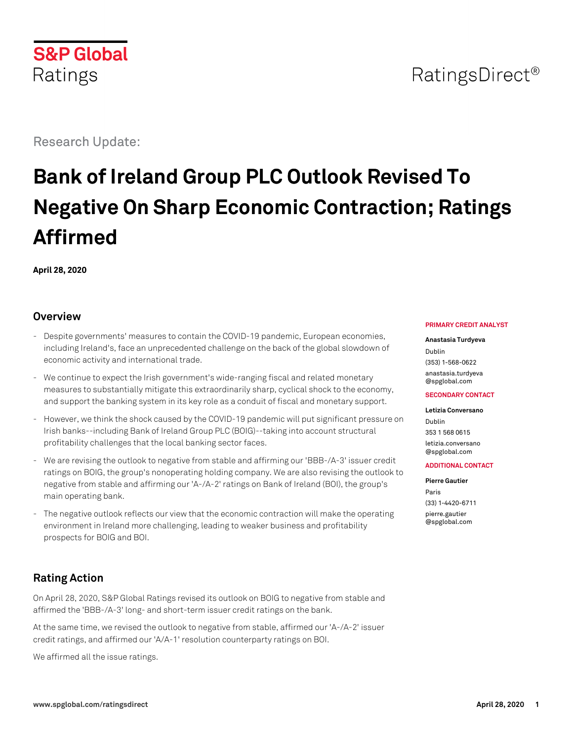S&P Global Ratings

RatingsDirect®

Research Update:

# Bank of Ireland Group PLC Outlook Revised To Negative On Sharp Economic Contraction; Ratings Affirmed

**April 28, 2020**

## Overview

- Despite governments' measures to contain the COVID-19 pandemic, European economies, including Ireland's, face an unprecedented challenge on the back of the global slowdown of economic activity and international trade.
- We continue to expect the Irish government's wide-ranging fiscal and related monetary measures to substantially mitigate this extraordinarily sharp, cyclical shock to the economy, and support the banking system in its key role as a conduit of fiscal and monetary support.
- However, we think the shock caused by the COVID-19 pandemic will put significant pressure on Irish banks--including Bank of Ireland Group PLC (BOIG)--taking into account structural profitability challenges that the local banking sector faces.
- We are revising the outlook to negative from stable and affirming our 'BBB-/A-3' issuer credit ratings on BOIG, the group's nonoperating holding company. We are also revising the outlook to negative from stable and affirming our 'A-/A-2' ratings on Bank of Ireland (BOI), the group's main operating bank.
- The negative outlook reflects our view that the economic contraction will make the operating environment in Ireland more challenging, leading to weaker business and profitability prospects for BOIG and BOI.

**PRIMARY CREDIT ANALYST**

**Anastasia Turdyeva**
Dublin
(353) 1-568-0622
anastasia.turdyeva@spglobal.com

**SECONDARY CONTACT**

**Letizia Conversano**
Dublin
353 1 568 0615
letizia.conversano@spglobal.com

**ADDITIONAL CONTACT**

**Pierre Gautier**
Paris
(33) 1-4420-6711
pierre.gautier@spglobal.com

## Rating Action

On April 28, 2020, S&P Global Ratings revised its outlook on BOIG to negative from stable and affirmed the 'BBB-/A-3' long- and short-term issuer credit ratings on the bank.

At the same time, we revised the outlook to negative from stable, affirmed our 'A-/A-2' issuer credit ratings, and affirmed our 'A/A-1' resolution counterparty ratings on BOI.

We affirmed all the issue ratings.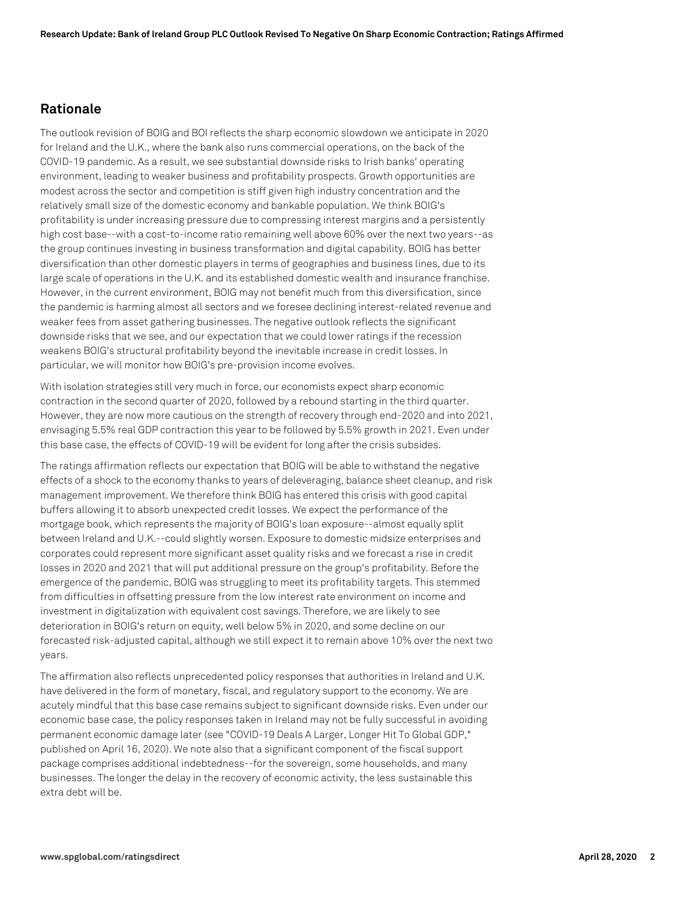## Rationale

The outlook revision of BOIG and BOI reflects the sharp economic slowdown we anticipate in 2020 for Ireland and the U.K., where the bank also runs commercial operations, on the back of the COVID-19 pandemic. As a result, we see substantial downside risks to Irish banks' operating environment, leading to weaker business and profitability prospects. Growth opportunities are modest across the sector and competition is stiff given high industry concentration and the relatively small size of the domestic economy and bankable population. We think BOIG's profitability is under increasing pressure due to compressing interest margins and a persistently high cost base--with a cost-to-income ratio remaining well above 60% over the next two years--as the group continues investing in business transformation and digital capability. BOIG has better diversification than other domestic players in terms of geographies and business lines, due to its large scale of operations in the U.K. and its established domestic wealth and insurance franchise. However, in the current environment, BOIG may not benefit much from this diversification, since the pandemic is harming almost all sectors and we foresee declining interest-related revenue and weaker fees from asset gathering businesses. The negative outlook reflects the significant downside risks that we see, and our expectation that we could lower ratings if the recession weakens BOIG's structural profitability beyond the inevitable increase in credit losses. In particular, we will monitor how BOIG's pre-provision income evolves.

With isolation strategies still very much in force, our economists expect sharp economic contraction in the second quarter of 2020, followed by a rebound starting in the third quarter. However, they are now more cautious on the strength of recovery through end-2020 and into 2021, envisaging 5.5% real GDP contraction this year to be followed by 5.5% growth in 2021. Even under this base case, the effects of COVID-19 will be evident for long after the crisis subsides.

The ratings affirmation reflects our expectation that BOIG will be able to withstand the negative effects of a shock to the economy thanks to years of deleveraging, balance sheet cleanup, and risk management improvement. We therefore think BOIG has entered this crisis with good capital buffers allowing it to absorb unexpected credit losses. We expect the performance of the mortgage book, which represents the majority of BOIG's loan exposure--almost equally split between Ireland and U.K.--could slightly worsen. Exposure to domestic midsize enterprises and corporates could represent more significant asset quality risks and we forecast a rise in credit losses in 2020 and 2021 that will put additional pressure on the group's profitability. Before the emergence of the pandemic, BOIG was struggling to meet its profitability targets. This stemmed from difficulties in offsetting pressure from the low interest rate environment on income and investment in digitalization with equivalent cost savings. Therefore, we are likely to see deterioration in BOIG's return on equity, well below 5% in 2020, and some decline on our forecasted risk-adjusted capital, although we still expect it to remain above 10% over the next two years.

The affirmation also reflects unprecedented policy responses that authorities in Ireland and U.K. have delivered in the form of monetary, fiscal, and regulatory support to the economy. We are acutely mindful that this base case remains subject to significant downside risks. Even under our economic base case, the policy responses taken in Ireland may not be fully successful in avoiding permanent economic damage later (see "COVID-19 Deals A Larger, Longer Hit To Global GDP," published on April 16, 2020). We note also that a significant component of the fiscal support package comprises additional indebtedness--for the sovereign, some households, and many businesses. The longer the delay in the recovery of economic activity, the less sustainable this extra debt will be.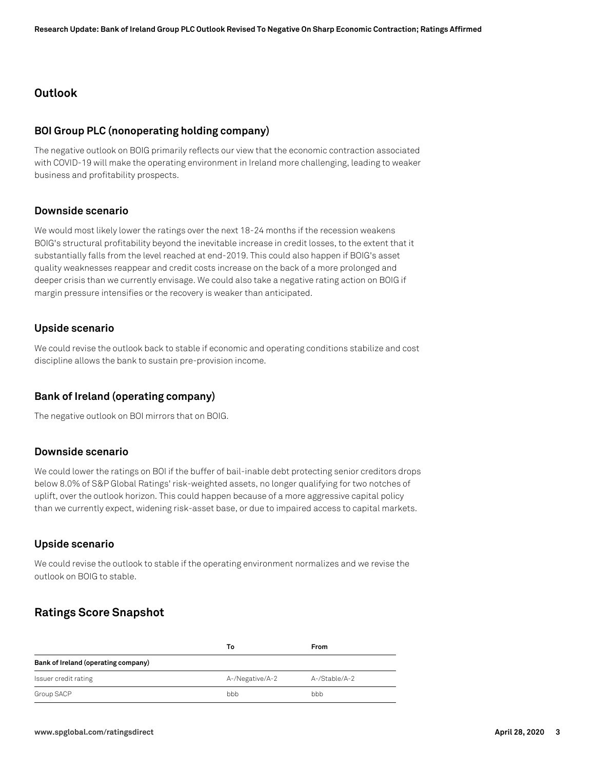## Outlook

### BOI Group PLC (nonoperating holding company)

The negative outlook on BOIG primarily reflects our view that the economic contraction associated with COVID-19 will make the operating environment in Ireland more challenging, leading to weaker business and profitability prospects.

### Downside scenario

We would most likely lower the ratings over the next 18-24 months if the recession weakens BOIG's structural profitability beyond the inevitable increase in credit losses, to the extent that it substantially falls from the level reached at end-2019. This could also happen if BOIG's asset quality weaknesses reappear and credit costs increase on the back of a more prolonged and deeper crisis than we currently envisage. We could also take a negative rating action on BOIG if margin pressure intensifies or the recovery is weaker than anticipated.

### Upside scenario

We could revise the outlook back to stable if economic and operating conditions stabilize and cost discipline allows the bank to sustain pre-provision income.

### Bank of Ireland (operating company)

The negative outlook on BOI mirrors that on BOIG.

### Downside scenario

We could lower the ratings on BOI if the buffer of bail-inable debt protecting senior creditors drops below 8.0% of S&P Global Ratings' risk-weighted assets, no longer qualifying for two notches of uplift, over the outlook horizon. This could happen because of a more aggressive capital policy than we currently expect, widening risk-asset base, or due to impaired access to capital markets.

### Upside scenario

We could revise the outlook to stable if the operating environment normalizes and we revise the outlook on BOIG to stable.

## Ratings Score Snapshot

| | To | From |
|---|---|---|
| **Bank of Ireland (operating company)** | | |
| Issuer credit rating | A-/Negative/A-2 | A-/Stable/A-2 |
| Group SACP | bbb | bbb |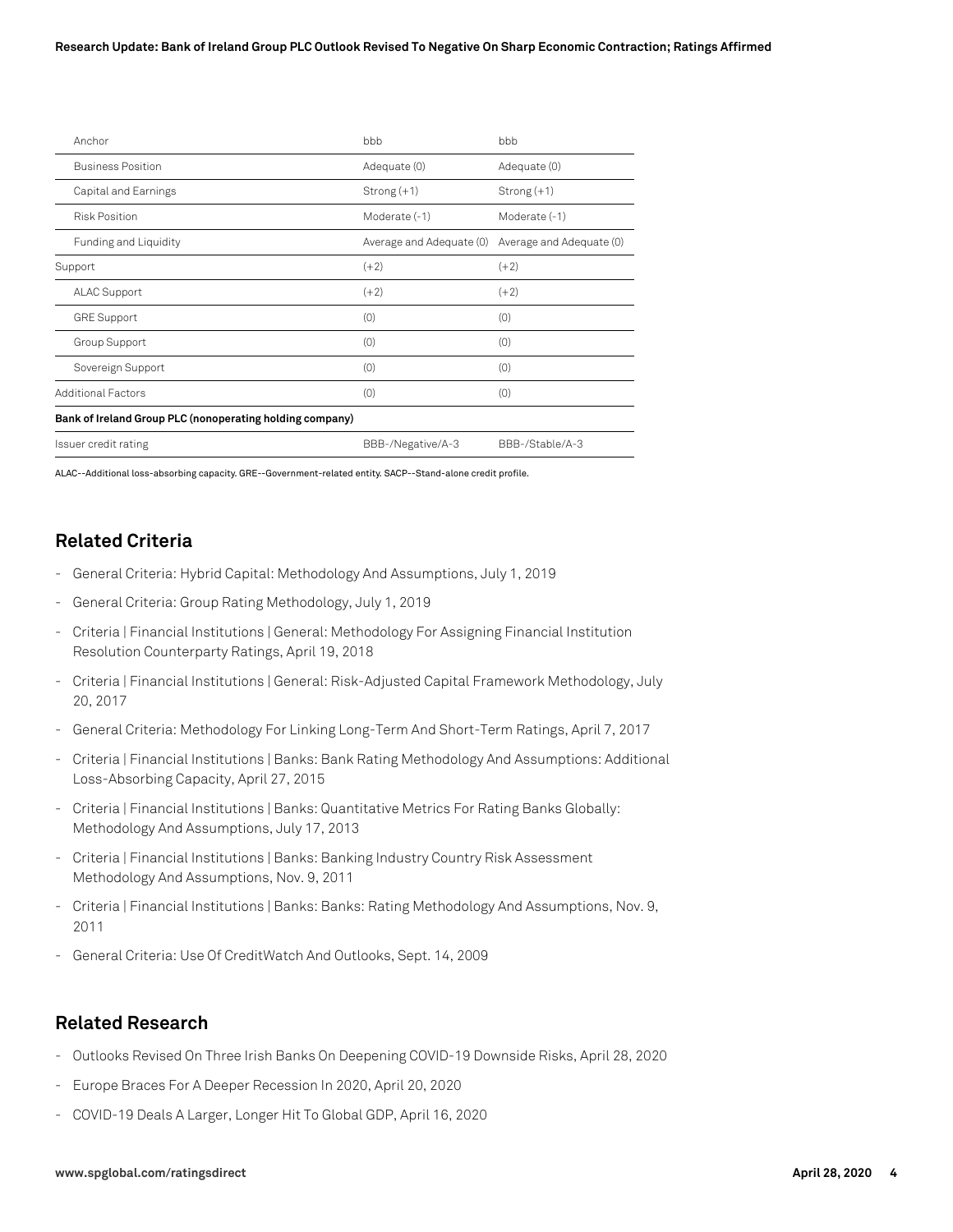| Anchor | bbb | bbb |
|---|---|---|
| Business Position | Adequate (0) | Adequate (0) |
| Capital and Earnings | Strong (+1) | Strong (+1) |
| Risk Position | Moderate (-1) | Moderate (-1) |
| Funding and Liquidity | Average and Adequate (0) | Average and Adequate (0) |
| Support | (+2) | (+2) |
| ALAC Support | (+2) | (+2) |
| GRE Support | (0) | (0) |
| Group Support | (0) | (0) |
| Sovereign Support | (0) | (0) |
| Additional Factors | (0) | (0) |
| **Bank of Ireland Group PLC (nonoperating holding company)** | | |
| Issuer credit rating | BBB-/Negative/A-3 | BBB-/Stable/A-3 |

ALAC--Additional loss-absorbing capacity. GRE--Government-related entity. SACP--Stand-alone credit profile.

## Related Criteria

- General Criteria: Hybrid Capital: Methodology And Assumptions, July 1, 2019
- General Criteria: Group Rating Methodology, July 1, 2019
- Criteria | Financial Institutions | General: Methodology For Assigning Financial Institution Resolution Counterparty Ratings, April 19, 2018
- Criteria | Financial Institutions | General: Risk-Adjusted Capital Framework Methodology, July 20, 2017
- General Criteria: Methodology For Linking Long-Term And Short-Term Ratings, April 7, 2017
- Criteria | Financial Institutions | Banks: Bank Rating Methodology And Assumptions: Additional Loss-Absorbing Capacity, April 27, 2015
- Criteria | Financial Institutions | Banks: Quantitative Metrics For Rating Banks Globally: Methodology And Assumptions, July 17, 2013
- Criteria | Financial Institutions | Banks: Banking Industry Country Risk Assessment Methodology And Assumptions, Nov. 9, 2011
- Criteria | Financial Institutions | Banks: Banks: Rating Methodology And Assumptions, Nov. 9, 2011
- General Criteria: Use Of CreditWatch And Outlooks, Sept. 14, 2009

## Related Research

- Outlooks Revised On Three Irish Banks On Deepening COVID-19 Downside Risks, April 28, 2020
- Europe Braces For A Deeper Recession In 2020, April 20, 2020
- COVID-19 Deals A Larger, Longer Hit To Global GDP, April 16, 2020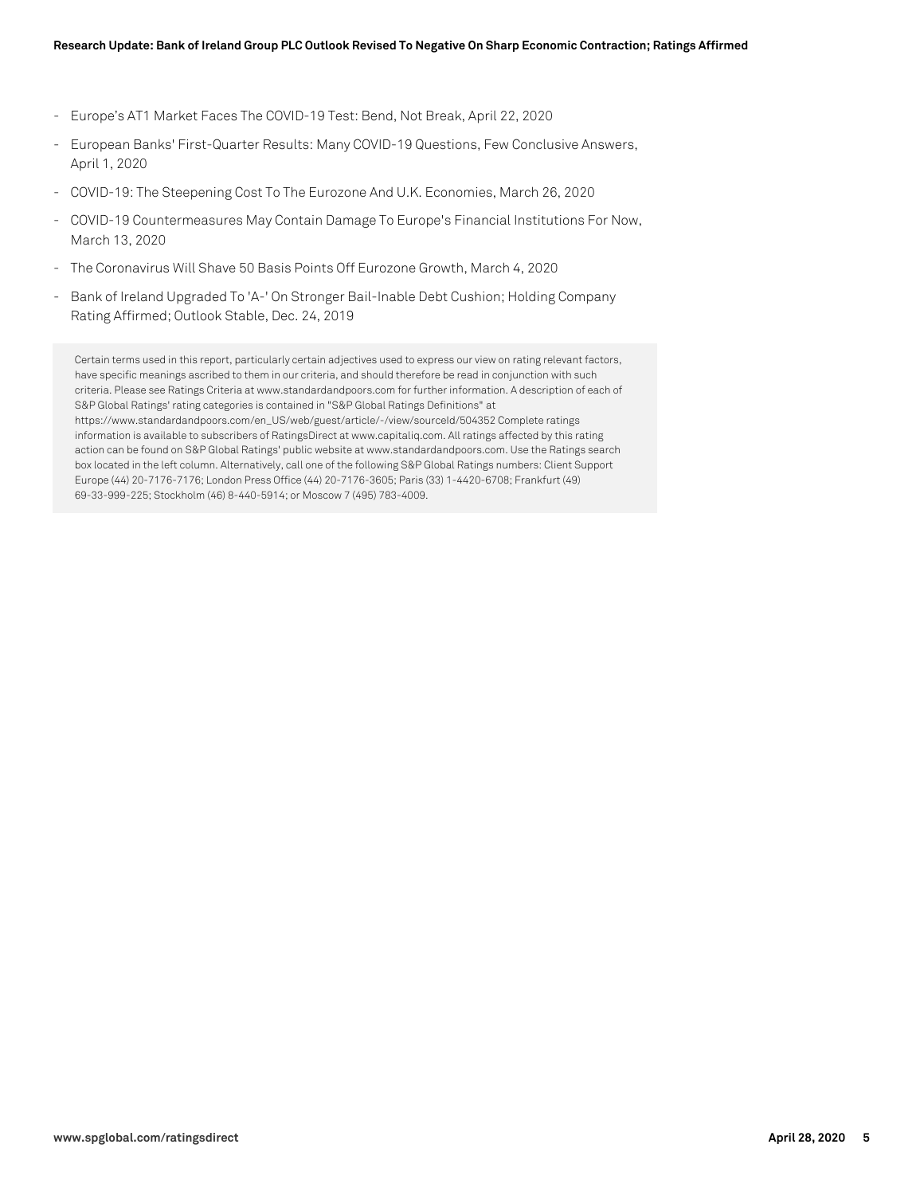- Europe's AT1 Market Faces The COVID-19 Test: Bend, Not Break, April 22, 2020
- European Banks' First-Quarter Results: Many COVID-19 Questions, Few Conclusive Answers, April 1, 2020
- COVID-19: The Steepening Cost To The Eurozone And U.K. Economies, March 26, 2020
- COVID-19 Countermeasures May Contain Damage To Europe's Financial Institutions For Now, March 13, 2020
- The Coronavirus Will Shave 50 Basis Points Off Eurozone Growth, March 4, 2020
- Bank of Ireland Upgraded To 'A-' On Stronger Bail-Inable Debt Cushion; Holding Company Rating Affirmed; Outlook Stable, Dec. 24, 2019

Certain terms used in this report, particularly certain adjectives used to express our view on rating relevant factors, have specific meanings ascribed to them in our criteria, and should therefore be read in conjunction with such criteria. Please see Ratings Criteria at www.standardandpoors.com for further information. A description of each of S&P Global Ratings' rating categories is contained in "S&P Global Ratings Definitions" at https://www.standardandpoors.com/en_US/web/guest/article/-/view/sourceId/504352 Complete ratings information is available to subscribers of RatingsDirect at www.capitaliq.com. All ratings affected by this rating action can be found on S&P Global Ratings' public website at www.standardandpoors.com. Use the Ratings search box located in the left column. Alternatively, call one of the following S&P Global Ratings numbers: Client Support Europe (44) 20-7176-7176; London Press Office (44) 20-7176-3605; Paris (33) 1-4420-6708; Frankfurt (49) 69-33-999-225; Stockholm (46) 8-440-5914; or Moscow 7 (495) 783-4009.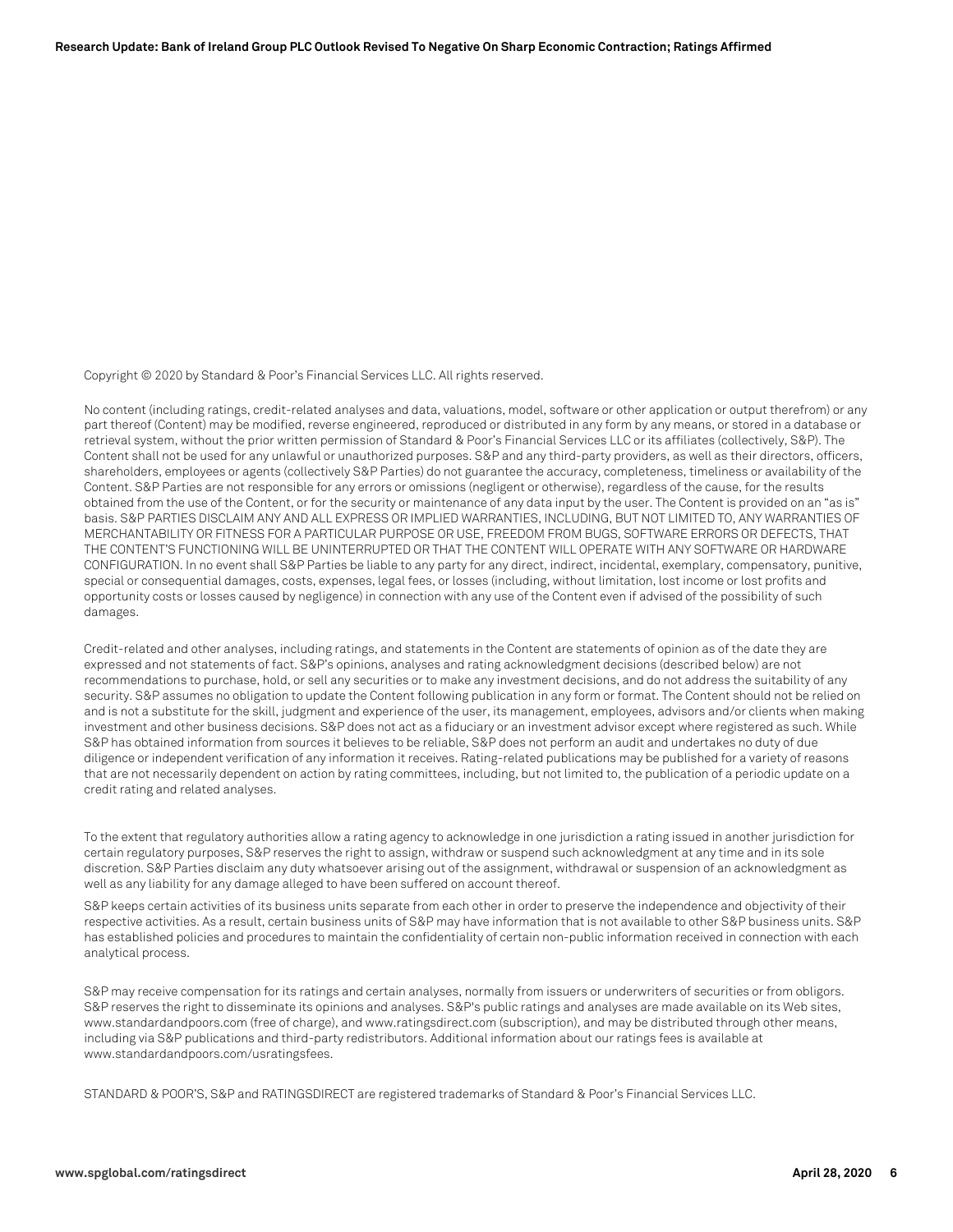Copyright © 2020 by Standard & Poor's Financial Services LLC. All rights reserved.

No content (including ratings, credit-related analyses and data, valuations, model, software or other application or output therefrom) or any part thereof (Content) may be modified, reverse engineered, reproduced or distributed in any form by any means, or stored in a database or retrieval system, without the prior written permission of Standard & Poor's Financial Services LLC or its affiliates (collectively, S&P). The Content shall not be used for any unlawful or unauthorized purposes. S&P and any third-party providers, as well as their directors, officers, shareholders, employees or agents (collectively S&P Parties) do not guarantee the accuracy, completeness, timeliness or availability of the Content. S&P Parties are not responsible for any errors or omissions (negligent or otherwise), regardless of the cause, for the results obtained from the use of the Content, or for the security or maintenance of any data input by the user. The Content is provided on an "as is" basis. S&P PARTIES DISCLAIM ANY AND ALL EXPRESS OR IMPLIED WARRANTIES, INCLUDING, BUT NOT LIMITED TO, ANY WARRANTIES OF MERCHANTABILITY OR FITNESS FOR A PARTICULAR PURPOSE OR USE, FREEDOM FROM BUGS, SOFTWARE ERRORS OR DEFECTS, THAT THE CONTENT'S FUNCTIONING WILL BE UNINTERRUPTED OR THAT THE CONTENT WILL OPERATE WITH ANY SOFTWARE OR HARDWARE CONFIGURATION. In no event shall S&P Parties be liable to any party for any direct, indirect, incidental, exemplary, compensatory, punitive, special or consequential damages, costs, expenses, legal fees, or losses (including, without limitation, lost income or lost profits and opportunity costs or losses caused by negligence) in connection with any use of the Content even if advised of the possibility of such damages.

Credit-related and other analyses, including ratings, and statements in the Content are statements of opinion as of the date they are expressed and not statements of fact. S&P's opinions, analyses and rating acknowledgment decisions (described below) are not recommendations to purchase, hold, or sell any securities or to make any investment decisions, and do not address the suitability of any security. S&P assumes no obligation to update the Content following publication in any form or format. The Content should not be relied on and is not a substitute for the skill, judgment and experience of the user, its management, employees, advisors and/or clients when making investment and other business decisions. S&P does not act as a fiduciary or an investment advisor except where registered as such. While S&P has obtained information from sources it believes to be reliable, S&P does not perform an audit and undertakes no duty of due diligence or independent verification of any information it receives. Rating-related publications may be published for a variety of reasons that are not necessarily dependent on action by rating committees, including, but not limited to, the publication of a periodic update on a credit rating and related analyses.

To the extent that regulatory authorities allow a rating agency to acknowledge in one jurisdiction a rating issued in another jurisdiction for certain regulatory purposes, S&P reserves the right to assign, withdraw or suspend such acknowledgment at any time and in its sole discretion. S&P Parties disclaim any duty whatsoever arising out of the assignment, withdrawal or suspension of an acknowledgment as well as any liability for any damage alleged to have been suffered on account thereof.

S&P keeps certain activities of its business units separate from each other in order to preserve the independence and objectivity of their respective activities. As a result, certain business units of S&P may have information that is not available to other S&P business units. S&P has established policies and procedures to maintain the confidentiality of certain non-public information received in connection with each analytical process.

S&P may receive compensation for its ratings and certain analyses, normally from issuers or underwriters of securities or from obligors. S&P reserves the right to disseminate its opinions and analyses. S&P's public ratings and analyses are made available on its Web sites, www.standardandpoors.com (free of charge), and www.ratingsdirect.com (subscription), and may be distributed through other means, including via S&P publications and third-party redistributors. Additional information about our ratings fees is available at www.standardandpoors.com/usratingsfees.

STANDARD & POOR'S, S&P and RATINGSDIRECT are registered trademarks of Standard & Poor's Financial Services LLC.